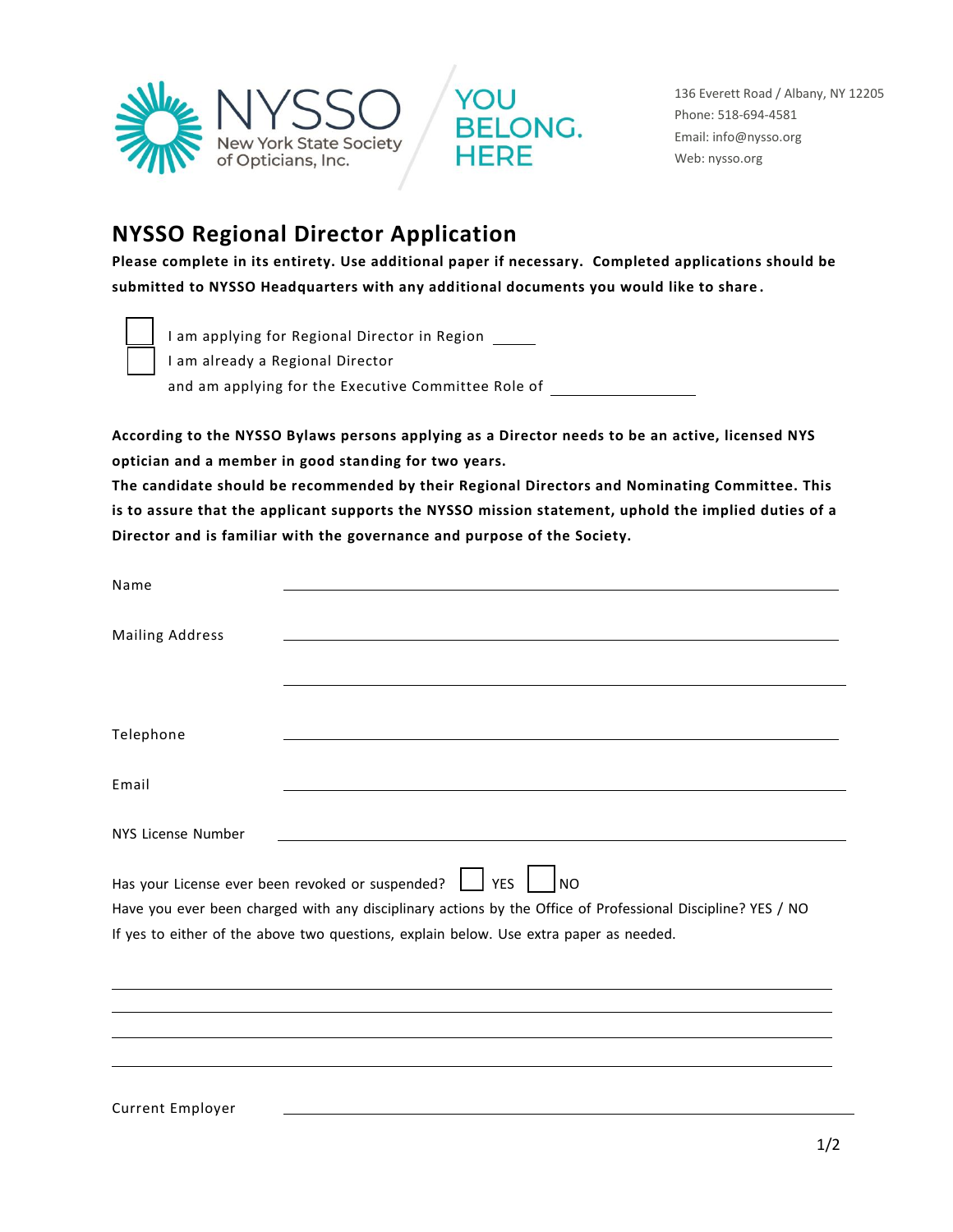NYSSO
New York State Society of Opticians, Inc.

YOU BELONG. HERE

136 Everett Road / Albany, NY 12205
Phone: 518-694-4581
Email: info@nysso.org
Web: nysso.org

# NYSSO Regional Director Application

**Please complete in its entirety. Use additional paper if necessary. Completed applications should be submitted to NYSSO Headquarters with any additional documents you would like to share.**

☐ I am applying for Regional Director in Region \_\_\_\_\_

☐ I am already a Regional Director and am applying for the Executive Committee Role of \_\_\_\_\_\_\_\_\_\_\_\_\_\_\_\_

**According to the NYSSO Bylaws persons applying as a Director needs to be an active, licensed NYS optician and a member in good standing for two years.**

**The candidate should be recommended by their Regional Directors and Nominating Committee. This is to assure that the applicant supports the NYSSO mission statement, uphold the implied duties of a Director and is familiar with the governance and purpose of the Society.**

Name \_\_\_\_\_\_\_\_\_\_\_\_\_\_\_\_\_\_\_\_\_\_\_\_\_\_\_\_\_\_\_\_\_\_\_\_\_\_\_\_

Mailing Address \_\_\_\_\_\_\_\_\_\_\_\_\_\_\_\_\_\_\_\_\_\_\_\_\_\_\_\_\_\_\_\_\_\_\_\_\_\_\_\_

\_\_\_\_\_\_\_\_\_\_\_\_\_\_\_\_\_\_\_\_\_\_\_\_\_\_\_\_\_\_\_\_\_\_\_\_\_\_\_\_

Telephone \_\_\_\_\_\_\_\_\_\_\_\_\_\_\_\_\_\_\_\_\_\_\_\_\_\_\_\_\_\_\_\_\_\_\_\_\_\_\_\_

Email \_\_\_\_\_\_\_\_\_\_\_\_\_\_\_\_\_\_\_\_\_\_\_\_\_\_\_\_\_\_\_\_\_\_\_\_\_\_\_\_

NYS License Number \_\_\_\_\_\_\_\_\_\_\_\_\_\_\_\_\_\_\_\_\_\_\_\_\_\_\_\_\_\_\_\_\_\_\_\_\_\_\_\_

Has your License ever been revoked or suspended? ☐ YES ☐ NO

Have you ever been charged with any disciplinary actions by the Office of Professional Discipline? YES / NO

If yes to either of the above two questions, explain below. Use extra paper as needed.

\_\_\_\_\_\_\_\_\_\_\_\_\_\_\_\_\_\_\_\_\_\_\_\_\_\_\_\_\_\_\_\_\_\_\_\_\_\_\_\_\_\_\_\_\_\_\_\_\_\_\_\_

\_\_\_\_\_\_\_\_\_\_\_\_\_\_\_\_\_\_\_\_\_\_\_\_\_\_\_\_\_\_\_\_\_\_\_\_\_\_\_\_\_\_\_\_\_\_\_\_\_\_\_\_

\_\_\_\_\_\_\_\_\_\_\_\_\_\_\_\_\_\_\_\_\_\_\_\_\_\_\_\_\_\_\_\_\_\_\_\_\_\_\_\_\_\_\_\_\_\_\_\_\_\_\_\_

\_\_\_\_\_\_\_\_\_\_\_\_\_\_\_\_\_\_\_\_\_\_\_\_\_\_\_\_\_\_\_\_\_\_\_\_\_\_\_\_\_\_\_\_\_\_\_\_\_\_\_\_

Current Employer \_\_\_\_\_\_\_\_\_\_\_\_\_\_\_\_\_\_\_\_\_\_\_\_\_\_\_\_\_\_\_\_\_\_\_\_\_\_\_\_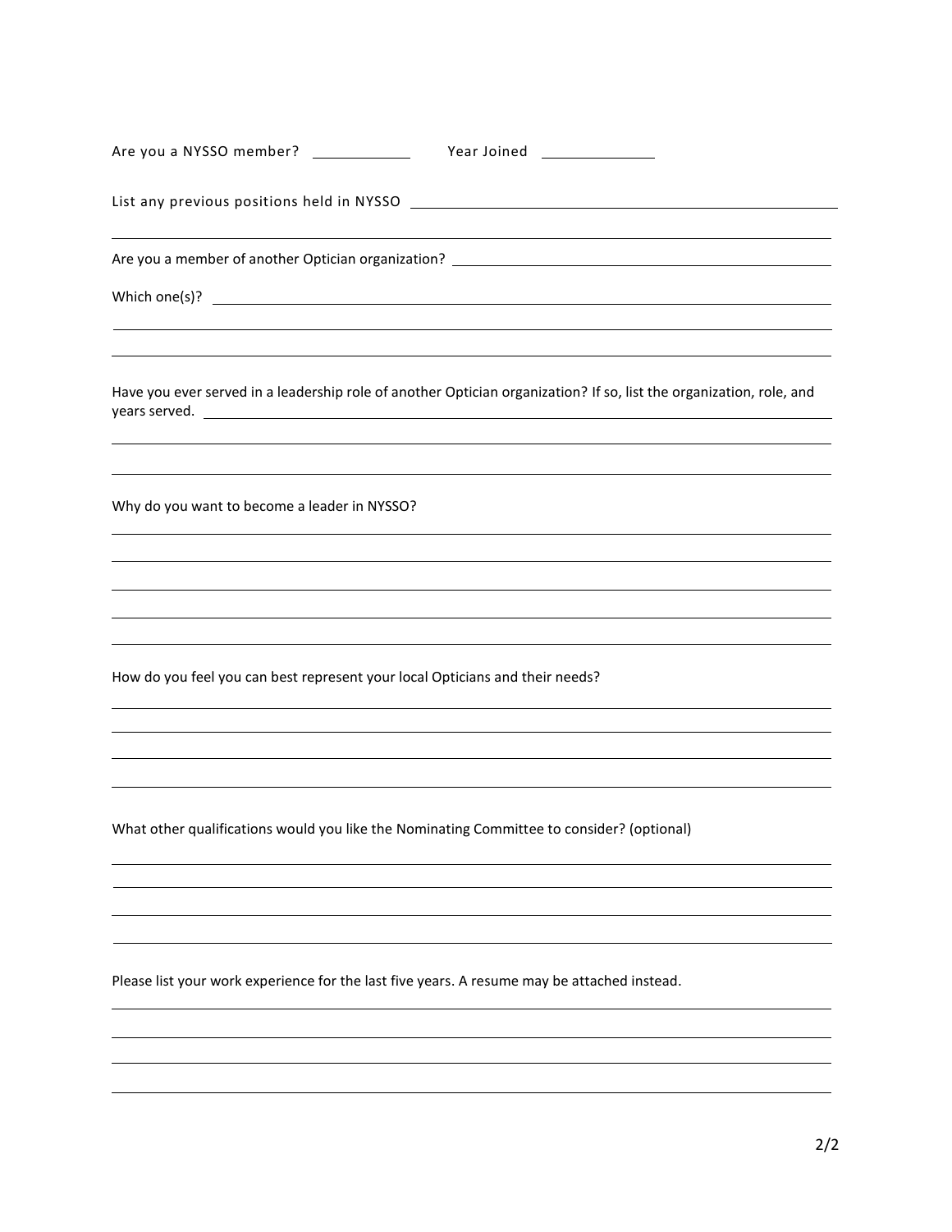Are you a NYSSO member? ____________ Year Joined _____________

List any previous positions held in NYSSO ______________________________________________

______________________________________________________________________________

Are you a member of another Optician organization? _______________________________________

Which one(s)? _________________________________________________________________

______________________________________________________________________________

______________________________________________________________________________

Have you ever served in a leadership role of another Optician organization? If so, list the organization, role, and years served. ______________________________________________________________

______________________________________________________________________________

______________________________________________________________________________

Why do you want to become a leader in NYSSO?

______________________________________________________________________________

______________________________________________________________________________

______________________________________________________________________________

______________________________________________________________________________

______________________________________________________________________________

How do you feel you can best represent your local Opticians and their needs?

______________________________________________________________________________

______________________________________________________________________________

______________________________________________________________________________

______________________________________________________________________________

What other qualifications would you like the Nominating Committee to consider? (optional)

______________________________________________________________________________

______________________________________________________________________________

______________________________________________________________________________

______________________________________________________________________________

Please list your work experience for the last five years. A resume may be attached instead.

______________________________________________________________________________

______________________________________________________________________________

______________________________________________________________________________

______________________________________________________________________________